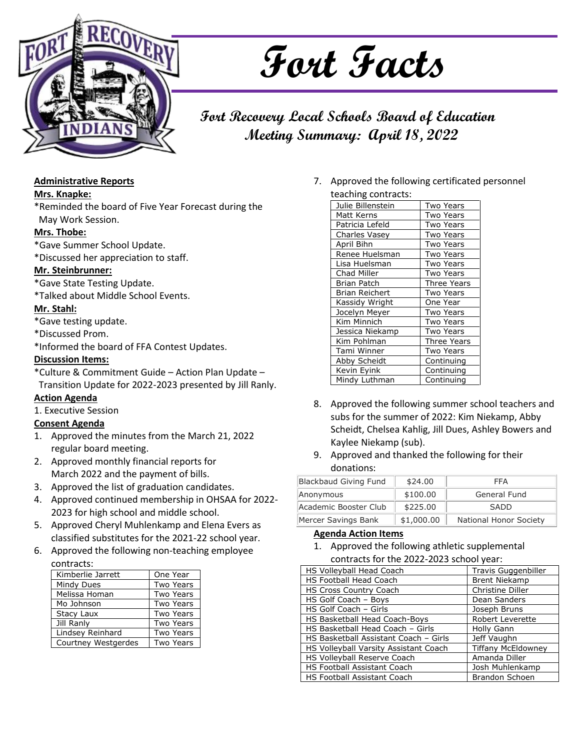# Fort Facts

## Fort Recovery Local Schools Board of Education Meeting Summary: April 18, 2022

**Administrative Reports**

**Mrs. Knapke:**

*Reminded the board of Five Year Forecast during the May Work Session.

**Mrs. Thobe:**

*Gave Summer School Update.
*Discussed her appreciation to staff.

**Mr. Steinbrunner:**

*Gave State Testing Update.
*Talked about Middle School Events.

**Mr. Stahl:**

*Gave testing update.
*Discussed Prom.
*Informed the board of FFA Contest Updates.

**Discussion Items:**

*Culture & Commitment Guide – Action Plan Update – Transition Update for 2022-2023 presented by Jill Ranly.

**Action Agenda**

1. Executive Session

**Consent Agenda**

1. Approved the minutes from the March 21, 2022 regular board meeting.
2. Approved monthly financial reports for March 2022 and the payment of bills.
3. Approved the list of graduation candidates.
4. Approved continued membership in OHSAA for 2022-2023 for high school and middle school.
5. Approved Cheryl Muhlenkamp and Elena Evers as classified substitutes for the 2021-22 school year.
6. Approved the following non-teaching employee contracts:

| Name | Term |
|---|---|
| Kimberlie Jarrett | One Year |
| Mindy Dues | Two Years |
| Melissa Homan | Two Years |
| Mo Johnson | Two Years |
| Stacy Laux | Two Years |
| Jill Ranly | Two Years |
| Lindsey Reinhard | Two Years |
| Courtney Westgerdes | Two Years |

7. Approved the following certificated personnel teaching contracts:

| Name | Term |
|---|---|
| Julie Billenstein | Two Years |
| Matt Kerns | Two Years |
| Patricia Lefeld | Two Years |
| Charles Vasey | Two Years |
| April Bihn | Two Years |
| Renee Huelsman | Two Years |
| Lisa Huelsman | Two Years |
| Chad Miller | Two Years |
| Brian Patch | Three Years |
| Brian Reichert | Two Years |
| Kassidy Wright | One Year |
| Jocelyn Meyer | Two Years |
| Kim Minnich | Two Years |
| Jessica Niekamp | Two Years |
| Kim Pohlman | Three Years |
| Tami Winner | Two Years |
| Abby Scheidt | Continuing |
| Kevin Eyink | Continuing |
| Mindy Luthman | Continuing |

8. Approved the following summer school teachers and subs for the summer of 2022: Kim Niekamp, Abby Scheidt, Chelsea Kahlig, Jill Dues, Ashley Bowers and Kaylee Niekamp (sub).
9. Approved and thanked the following for their donations:

| Donor | Amount | Recipient |
|---|---|---|
| Blackbaud Giving Fund | $24.00 | FFA |
| Anonymous | $100.00 | General Fund |
| Academic Booster Club | $225.00 | SADD |
| Mercer Savings Bank | $1,000.00 | National Honor Society |

**Agenda Action Items**

1. Approved the following athletic supplemental contracts for the 2022-2023 school year:

| Position | Name |
|---|---|
| HS Volleyball Head Coach | Travis Guggenbiller |
| HS Football Head Coach | Brent Niekamp |
| HS Cross Country Coach | Christine Diller |
| HS Golf Coach – Boys | Dean Sanders |
| HS Golf Coach – Girls | Joseph Bruns |
| HS Basketball Head Coach-Boys | Robert Leverette |
| HS Basketball Head Coach – Girls | Holly Gann |
| HS Basketball Assistant Coach – Girls | Jeff Vaughn |
| HS Volleyball Varsity Assistant Coach | Tiffany McEldowney |
| HS Volleyball Reserve Coach | Amanda Diller |
| HS Football Assistant Coach | Josh Muhlenkamp |
| HS Football Assistant Coach | Brandon Schoen |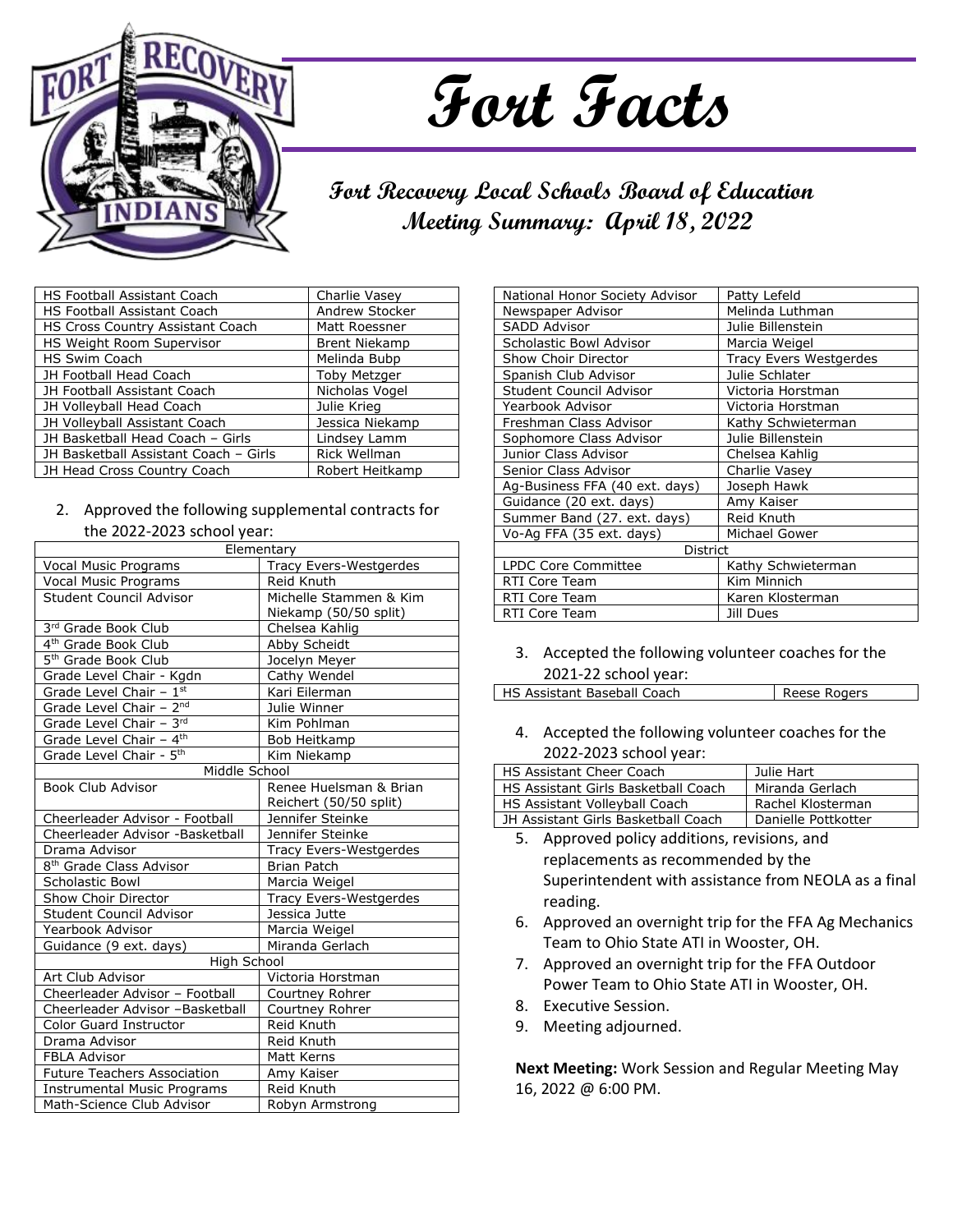# Fort Facts

## Fort Recovery Local Schools Board of Education Meeting Summary: April 18, 2022

| | |
|---|---|
| HS Football Assistant Coach | Charlie Vasey |
| HS Football Assistant Coach | Andrew Stocker |
| HS Cross Country Assistant Coach | Matt Roessner |
| HS Weight Room Supervisor | Brent Niekamp |
| HS Swim Coach | Melinda Bubp |
| JH Football Head Coach | Toby Metzger |
| JH Football Assistant Coach | Nicholas Vogel |
| JH Volleyball Head Coach | Julie Krieg |
| JH Volleyball Assistant Coach | Jessica Niekamp |
| JH Basketball Head Coach – Girls | Lindsey Lamm |
| JH Basketball Assistant Coach – Girls | Rick Wellman |
| JH Head Cross Country Coach | Robert Heitkamp |

2. Approved the following supplemental contracts for the 2022-2023 school year:

| | |
|---|---|
| Elementary | |
| Vocal Music Programs | Tracy Evers-Westgerdes |
| Vocal Music Programs | Reid Knuth |
| Student Council Advisor | Michelle Stammen & Kim Niekamp (50/50 split) |
| 3rd Grade Book Club | Chelsea Kahlig |
| 4th Grade Book Club | Abby Scheidt |
| 5th Grade Book Club | Jocelyn Meyer |
| Grade Level Chair - Kgdn | Cathy Wendel |
| Grade Level Chair – 1st | Kari Eilerman |
| Grade Level Chair – 2nd | Julie Winner |
| Grade Level Chair – 3rd | Kim Pohlman |
| Grade Level Chair – 4th | Bob Heitkamp |
| Grade Level Chair - 5th | Kim Niekamp |
| Middle School | |
| Book Club Advisor | Renee Huelsman & Brian Reichert (50/50 split) |
| Cheerleader Advisor - Football | Jennifer Steinke |
| Cheerleader Advisor -Basketball | Jennifer Steinke |
| Drama Advisor | Tracy Evers-Westgerdes |
| 8th Grade Class Advisor | Brian Patch |
| Scholastic Bowl | Marcia Weigel |
| Show Choir Director | Tracy Evers-Westgerdes |
| Student Council Advisor | Jessica Jutte |
| Yearbook Advisor | Marcia Weigel |
| Guidance (9 ext. days) | Miranda Gerlach |
| High School | |
| Art Club Advisor | Victoria Horstman |
| Cheerleader Advisor – Football | Courtney Rohrer |
| Cheerleader Advisor –Basketball | Courtney Rohrer |
| Color Guard Instructor | Reid Knuth |
| Drama Advisor | Reid Knuth |
| FBLA Advisor | Matt Kerns |
| Future Teachers Association | Amy Kaiser |
| Instrumental Music Programs | Reid Knuth |
| Math-Science Club Advisor | Robyn Armstrong |
| National Honor Society Advisor | Patty Lefeld |
| Newspaper Advisor | Melinda Luthman |
| SADD Advisor | Julie Billenstein |
| Scholastic Bowl Advisor | Marcia Weigel |
| Show Choir Director | Tracy Evers Westgerdes |
| Spanish Club Advisor | Julie Schlater |
| Student Council Advisor | Victoria Horstman |
| Yearbook Advisor | Victoria Horstman |
| Freshman Class Advisor | Kathy Schwieterman |
| Sophomore Class Advisor | Julie Billenstein |
| Junior Class Advisor | Chelsea Kahlig |
| Senior Class Advisor | Charlie Vasey |
| Ag-Business FFA (40 ext. days) | Joseph Hawk |
| Guidance (20 ext. days) | Amy Kaiser |
| Summer Band (27. ext. days) | Reid Knuth |
| Vo-Ag FFA (35 ext. days) | Michael Gower |
| District | |
| LPDC Core Committee | Kathy Schwieterman |
| RTI Core Team | Kim Minnich |
| RTI Core Team | Karen Klosterman |
| RTI Core Team | Jill Dues |

3. Accepted the following volunteer coaches for the 2021-22 school year:

| | |
|---|---|
| HS Assistant Baseball Coach | Reese Rogers |

4. Accepted the following volunteer coaches for the 2022-2023 school year:

| | |
|---|---|
| HS Assistant Cheer Coach | Julie Hart |
| HS Assistant Girls Basketball Coach | Miranda Gerlach |
| HS Assistant Volleyball Coach | Rachel Klosterman |
| JH Assistant Girls Basketball Coach | Danielle Pottkotter |

5. Approved policy additions, revisions, and replacements as recommended by the Superintendent with assistance from NEOLA as a final reading.
6. Approved an overnight trip for the FFA Ag Mechanics Team to Ohio State ATI in Wooster, OH.
7. Approved an overnight trip for the FFA Outdoor Power Team to Ohio State ATI in Wooster, OH.
8. Executive Session.
9. Meeting adjourned.

**Next Meeting:** Work Session and Regular Meeting May 16, 2022 @ 6:00 PM.